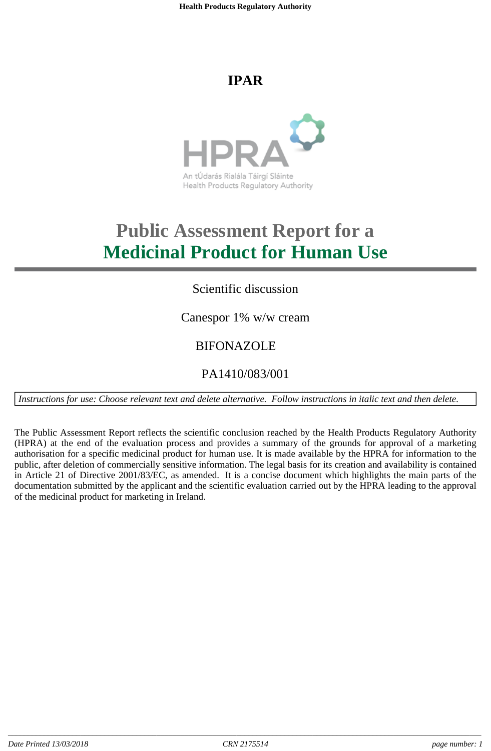# IPAR

An tÚdarás Rialála Táirgí Sláinte
Health Products Regulatory Authority

# Public Assessment Report for a Medicinal Product for Human Use

Scientific discussion

Canespor 1% w/w cream

BIFONAZOLE

PA1410/083/001

*Instructions for use: Choose relevant text and delete alternative. Follow instructions in italic text and then delete.*

The Public Assessment Report reflects the scientific conclusion reached by the Health Products Regulatory Authority (HPRA) at the end of the evaluation process and provides a summary of the grounds for approval of a marketing authorisation for a specific medicinal product for human use. It is made available by the HPRA for information to the public, after deletion of commercially sensitive information. The legal basis for its creation and availability is contained in Article 21 of Directive 2001/83/EC, as amended. It is a concise document which highlights the main parts of the documentation submitted by the applicant and the scientific evaluation carried out by the HPRA leading to the approval of the medicinal product for marketing in Ireland.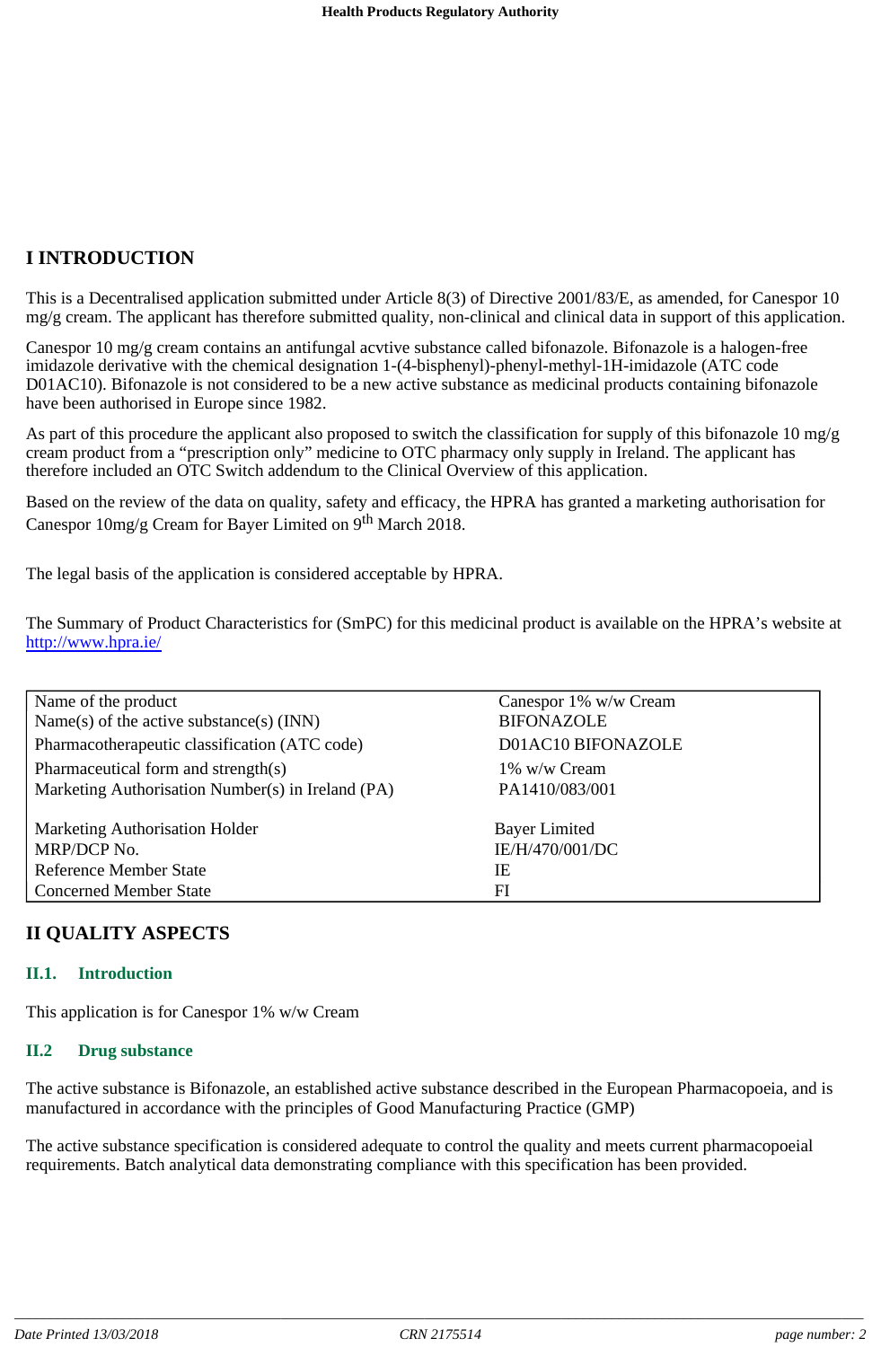# I INTRODUCTION

This is a Decentralised application submitted under Article 8(3) of Directive 2001/83/E, as amended, for Canespor 10 mg/g cream. The applicant has therefore submitted quality, non-clinical and clinical data in support of this application.

Canespor 10 mg/g cream contains an antifungal acvtive substance called bifonazole. Bifonazole is a halogen-free imidazole derivative with the chemical designation 1-(4-bisphenyl)-phenyl-methyl-1H-imidazole (ATC code D01AC10). Bifonazole is not considered to be a new active substance as medicinal products containing bifonazole have been authorised in Europe since 1982.

As part of this procedure the applicant also proposed to switch the classification for supply of this bifonazole 10 mg/g cream product from a "prescription only" medicine to OTC pharmacy only supply in Ireland. The applicant has therefore included an OTC Switch addendum to the Clinical Overview of this application.

Based on the review of the data on quality, safety and efficacy, the HPRA has granted a marketing authorisation for Canespor 10mg/g Cream for Bayer Limited on 9th March 2018.

The legal basis of the application is considered acceptable by HPRA.

The Summary of Product Characteristics for (SmPC) for this medicinal product is available on the HPRA's website at http://www.hpra.ie/

| | |
|---|---|
| Name of the product | Canespor 1% w/w Cream |
| Name(s) of the active substance(s) (INN) | BIFONAZOLE |
| Pharmacotherapeutic classification (ATC code) | D01AC10 BIFONAZOLE |
| Pharmaceutical form and strength(s) | 1% w/w Cream |
| Marketing Authorisation Number(s) in Ireland (PA) | PA1410/083/001 |
| Marketing Authorisation Holder | Bayer Limited |
| MRP/DCP No. | IE/H/470/001/DC |
| Reference Member State | IE |
| Concerned Member State | FI |

# II QUALITY ASPECTS

## II.1. Introduction

This application is for Canespor 1% w/w Cream

## II.2 Drug substance

The active substance is Bifonazole, an established active substance described in the European Pharmacopoeia, and is manufactured in accordance with the principles of Good Manufacturing Practice (GMP)

The active substance specification is considered adequate to control the quality and meets current pharmacopoeial requirements. Batch analytical data demonstrating compliance with this specification has been provided.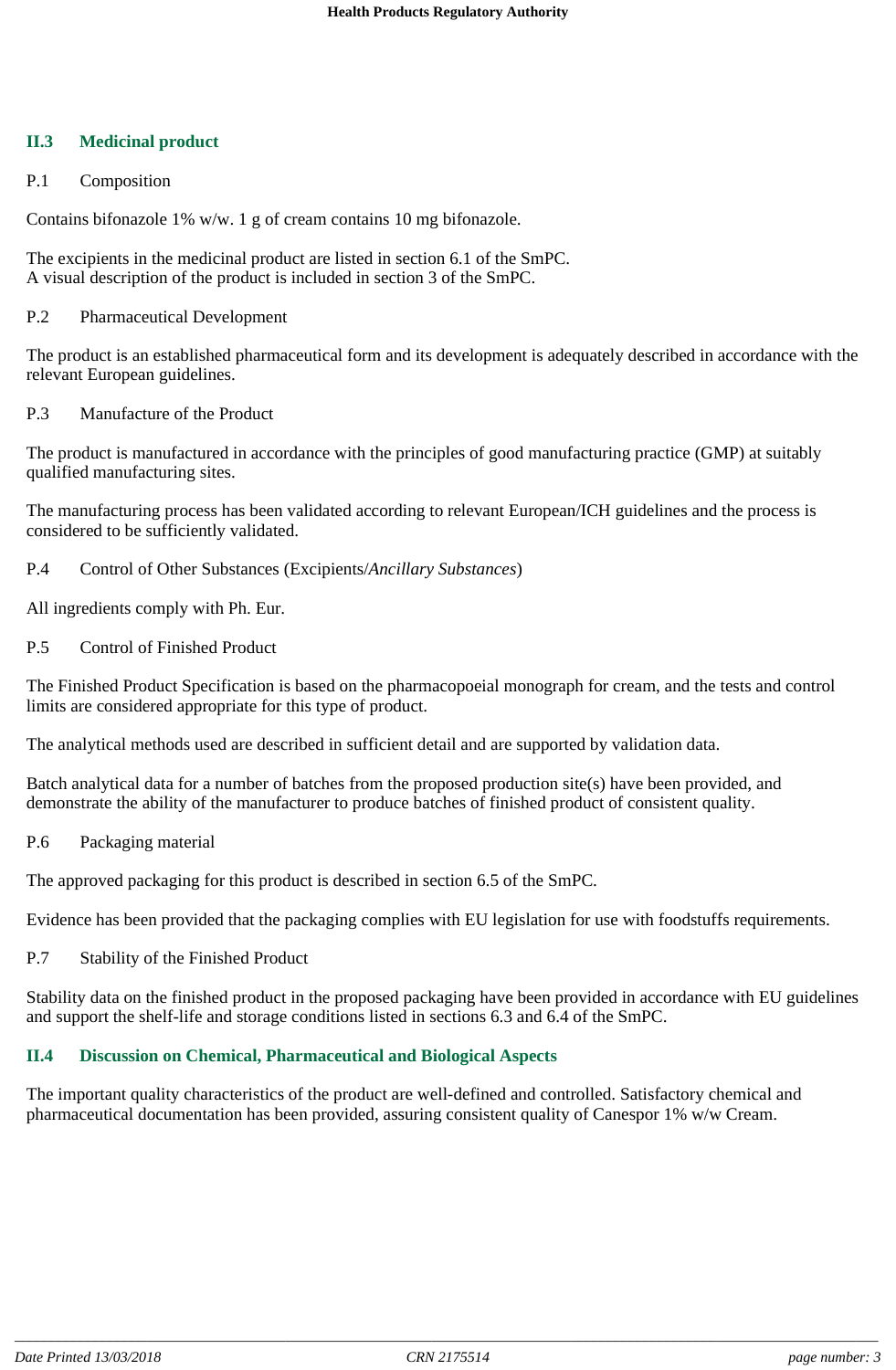## II.3 Medicinal product

P.1 Composition

Contains bifonazole 1% w/w. 1 g of cream contains 10 mg bifonazole.

The excipients in the medicinal product are listed in section 6.1 of the SmPC.
A visual description of the product is included in section 3 of the SmPC.

P.2 Pharmaceutical Development

The product is an established pharmaceutical form and its development is adequately described in accordance with the relevant European guidelines.

P.3 Manufacture of the Product

The product is manufactured in accordance with the principles of good manufacturing practice (GMP) at suitably qualified manufacturing sites.

The manufacturing process has been validated according to relevant European/ICH guidelines and the process is considered to be sufficiently validated.

P.4 Control of Other Substances (Excipients/*Ancillary Substances*)

All ingredients comply with Ph. Eur.

P.5 Control of Finished Product

The Finished Product Specification is based on the pharmacopoeial monograph for cream, and the tests and control limits are considered appropriate for this type of product.

The analytical methods used are described in sufficient detail and are supported by validation data.

Batch analytical data for a number of batches from the proposed production site(s) have been provided, and demonstrate the ability of the manufacturer to produce batches of finished product of consistent quality.

P.6 Packaging material

The approved packaging for this product is described in section 6.5 of the SmPC.

Evidence has been provided that the packaging complies with EU legislation for use with foodstuffs requirements.

P.7 Stability of the Finished Product

Stability data on the finished product in the proposed packaging have been provided in accordance with EU guidelines and support the shelf-life and storage conditions listed in sections 6.3 and 6.4 of the SmPC.

## II.4 Discussion on Chemical, Pharmaceutical and Biological Aspects

The important quality characteristics of the product are well-defined and controlled. Satisfactory chemical and pharmaceutical documentation has been provided, assuring consistent quality of Canespor 1% w/w Cream.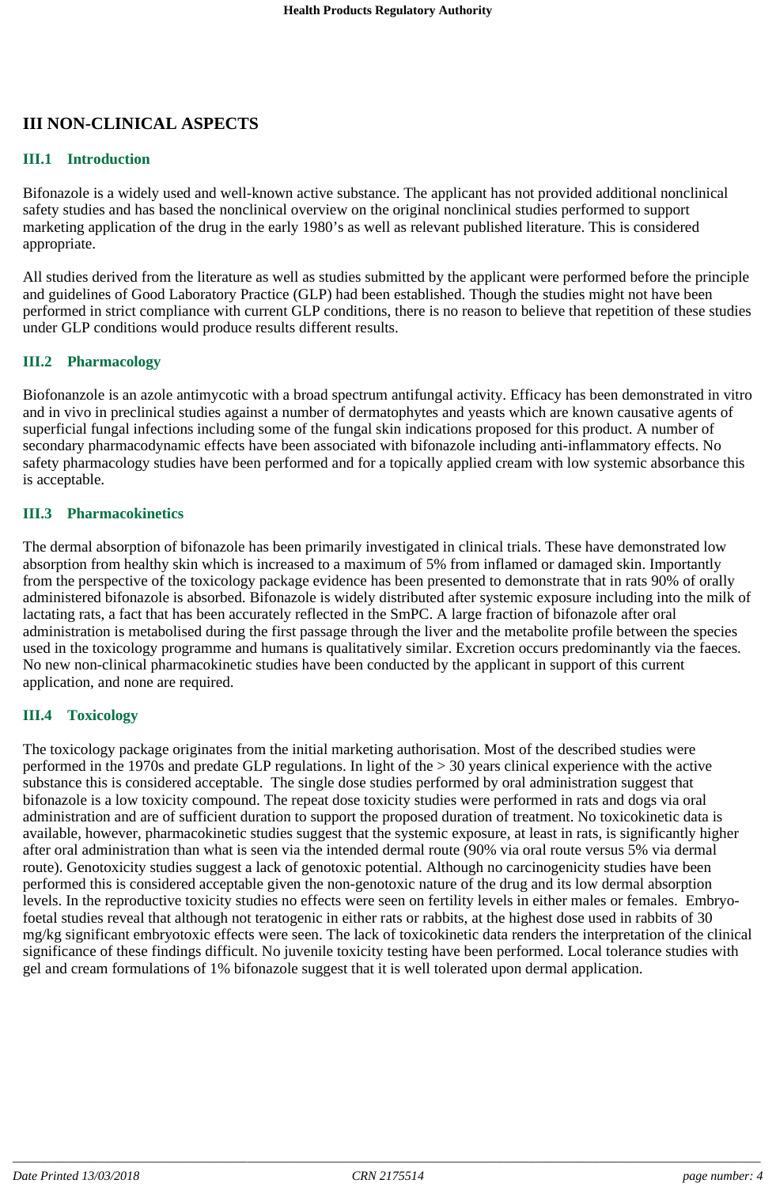# III NON-CLINICAL ASPECTS

## III.1 Introduction

Bifonazole is a widely used and well-known active substance. The applicant has not provided additional nonclinical safety studies and has based the nonclinical overview on the original nonclinical studies performed to support marketing application of the drug in the early 1980's as well as relevant published literature. This is considered appropriate.

All studies derived from the literature as well as studies submitted by the applicant were performed before the principle and guidelines of Good Laboratory Practice (GLP) had been established. Though the studies might not have been performed in strict compliance with current GLP conditions, there is no reason to believe that repetition of these studies under GLP conditions would produce results different results.

## III.2 Pharmacology

Biofonanzole is an azole antimycotic with a broad spectrum antifungal activity. Efficacy has been demonstrated in vitro and in vivo in preclinical studies against a number of dermatophytes and yeasts which are known causative agents of superficial fungal infections including some of the fungal skin indications proposed for this product. A number of secondary pharmacodynamic effects have been associated with bifonazole including anti-inflammatory effects. No safety pharmacology studies have been performed and for a topically applied cream with low systemic absorbance this is acceptable.

## III.3 Pharmacokinetics

The dermal absorption of bifonazole has been primarily investigated in clinical trials. These have demonstrated low absorption from healthy skin which is increased to a maximum of 5% from inflamed or damaged skin. Importantly from the perspective of the toxicology package evidence has been presented to demonstrate that in rats 90% of orally administered bifonazole is absorbed. Bifonazole is widely distributed after systemic exposure including into the milk of lactating rats, a fact that has been accurately reflected in the SmPC. A large fraction of bifonazole after oral administration is metabolised during the first passage through the liver and the metabolite profile between the species used in the toxicology programme and humans is qualitatively similar. Excretion occurs predominantly via the faeces. No new non-clinical pharmacokinetic studies have been conducted by the applicant in support of this current application, and none are required.

## III.4 Toxicology

The toxicology package originates from the initial marketing authorisation. Most of the described studies were performed in the 1970s and predate GLP regulations. In light of the > 30 years clinical experience with the active substance this is considered acceptable. The single dose studies performed by oral administration suggest that bifonazole is a low toxicity compound. The repeat dose toxicity studies were performed in rats and dogs via oral administration and are of sufficient duration to support the proposed duration of treatment. No toxicokinetic data is available, however, pharmacokinetic studies suggest that the systemic exposure, at least in rats, is significantly higher after oral administration than what is seen via the intended dermal route (90% via oral route versus 5% via dermal route). Genotoxicity studies suggest a lack of genotoxic potential. Although no carcinogenicity studies have been performed this is considered acceptable given the non-genotoxic nature of the drug and its low dermal absorption levels. In the reproductive toxicity studies no effects were seen on fertility levels in either males or females. Embryo-foetal studies reveal that although not teratogenic in either rats or rabbits, at the highest dose used in rabbits of 30 mg/kg significant embryotoxic effects were seen. The lack of toxicokinetic data renders the interpretation of the clinical significance of these findings difficult. No juvenile toxicity testing have been performed. Local tolerance studies with gel and cream formulations of 1% bifonazole suggest that it is well tolerated upon dermal application.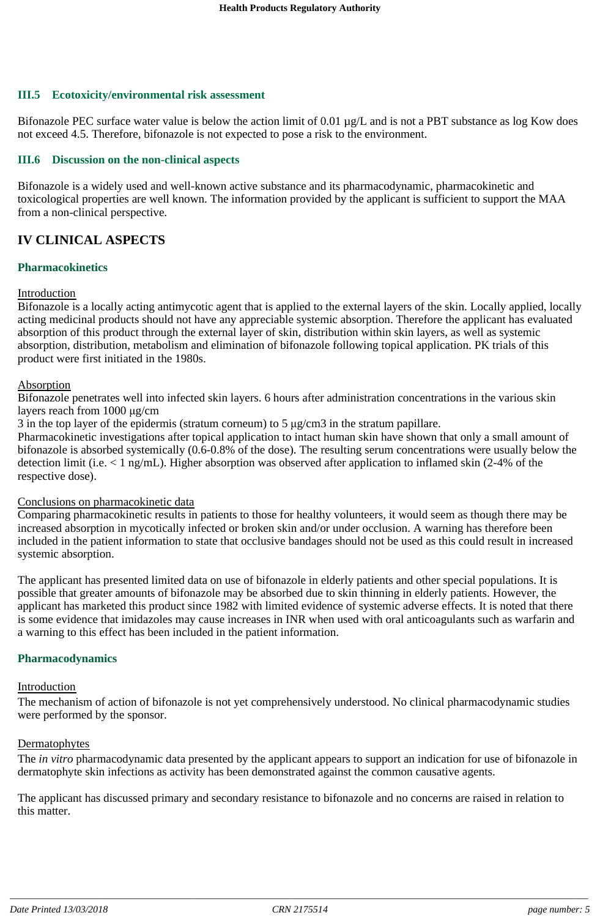### III.5 Ecotoxicity/environmental risk assessment

Bifonazole PEC surface water value is below the action limit of 0.01 µg/L and is not a PBT substance as log Kow does not exceed 4.5. Therefore, bifonazole is not expected to pose a risk to the environment.

### III.6 Discussion on the non-clinical aspects

Bifonazole is a widely used and well-known active substance and its pharmacodynamic, pharmacokinetic and toxicological properties are well known. The information provided by the applicant is sufficient to support the MAA from a non-clinical perspective.

## IV CLINICAL ASPECTS

### Pharmacokinetics

Introduction
Bifonazole is a locally acting antimycotic agent that is applied to the external layers of the skin. Locally applied, locally acting medicinal products should not have any appreciable systemic absorption. Therefore the applicant has evaluated absorption of this product through the external layer of skin, distribution within skin layers, as well as systemic absorption, distribution, metabolism and elimination of bifonazole following topical application. PK trials of this product were first initiated in the 1980s.

Absorption
Bifonazole penetrates well into infected skin layers. 6 hours after administration concentrations in the various skin layers reach from 1000 µg/cm
3 in the top layer of the epidermis (stratum corneum) to 5 µg/cm3 in the stratum papillare.
Pharmacokinetic investigations after topical application to intact human skin have shown that only a small amount of bifonazole is absorbed systemically (0.6-0.8% of the dose). The resulting serum concentrations were usually below the detection limit (i.e. < 1 ng/mL). Higher absorption was observed after application to inflamed skin (2-4% of the respective dose).

Conclusions on pharmacokinetic data
Comparing pharmacokinetic results in patients to those for healthy volunteers, it would seem as though there may be increased absorption in mycotically infected or broken skin and/or under occlusion. A warning has therefore been included in the patient information to state that occlusive bandages should not be used as this could result in increased systemic absorption.

The applicant has presented limited data on use of bifonazole in elderly patients and other special populations. It is possible that greater amounts of bifonazole may be absorbed due to skin thinning in elderly patients. However, the applicant has marketed this product since 1982 with limited evidence of systemic adverse effects. It is noted that there is some evidence that imidazoles may cause increases in INR when used with oral anticoagulants such as warfarin and a warning to this effect has been included in the patient information.

### Pharmacodynamics

Introduction
The mechanism of action of bifonazole is not yet comprehensively understood. No clinical pharmacodynamic studies were performed by the sponsor.

Dermatophytes
The *in vitro* pharmacodynamic data presented by the applicant appears to support an indication for use of bifonazole in dermatophyte skin infections as activity has been demonstrated against the common causative agents.

The applicant has discussed primary and secondary resistance to bifonazole and no concerns are raised in relation to this matter.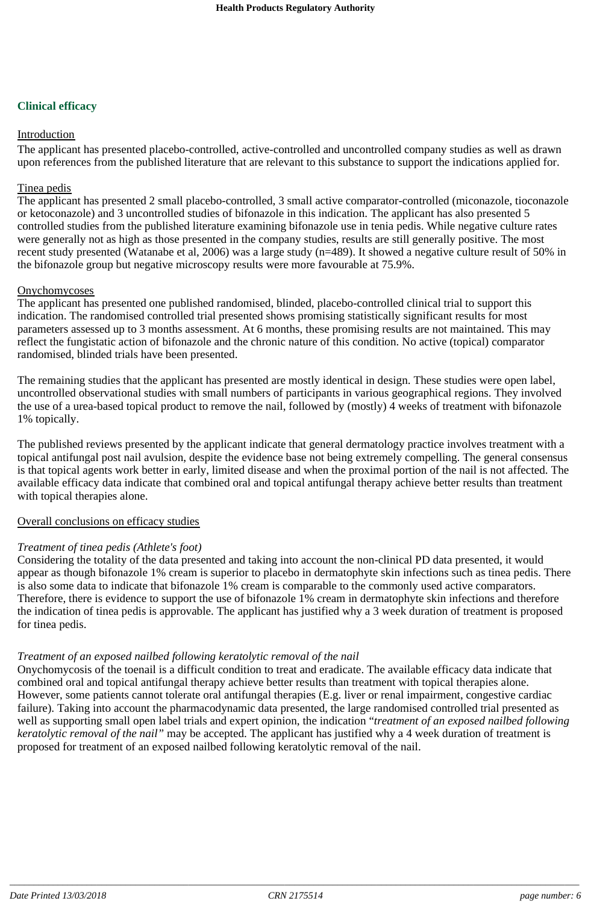## Clinical efficacy

Introduction

The applicant has presented placebo-controlled, active-controlled and uncontrolled company studies as well as drawn upon references from the published literature that are relevant to this substance to support the indications applied for.

Tinea pedis

The applicant has presented 2 small placebo-controlled, 3 small active comparator-controlled (miconazole, tioconazole or ketoconazole) and 3 uncontrolled studies of bifonazole in this indication. The applicant has also presented 5 controlled studies from the published literature examining bifonazole use in tenia pedis. While negative culture rates were generally not as high as those presented in the company studies, results are still generally positive. The most recent study presented (Watanabe et al, 2006) was a large study (n=489). It showed a negative culture result of 50% in the bifonazole group but negative microscopy results were more favourable at 75.9%.

Onychomycoses

The applicant has presented one published randomised, blinded, placebo-controlled clinical trial to support this indication. The randomised controlled trial presented shows promising statistically significant results for most parameters assessed up to 3 months assessment. At 6 months, these promising results are not maintained. This may reflect the fungistatic action of bifonazole and the chronic nature of this condition. No active (topical) comparator randomised, blinded trials have been presented.

The remaining studies that the applicant has presented are mostly identical in design. These studies were open label, uncontrolled observational studies with small numbers of participants in various geographical regions. They involved the use of a urea-based topical product to remove the nail, followed by (mostly) 4 weeks of treatment with bifonazole 1% topically.

The published reviews presented by the applicant indicate that general dermatology practice involves treatment with a topical antifungal post nail avulsion, despite the evidence base not being extremely compelling. The general consensus is that topical agents work better in early, limited disease and when the proximal portion of the nail is not affected. The available efficacy data indicate that combined oral and topical antifungal therapy achieve better results than treatment with topical therapies alone.

Overall conclusions on efficacy studies

*Treatment of tinea pedis (Athlete's foot)*

Considering the totality of the data presented and taking into account the non-clinical PD data presented, it would appear as though bifonazole 1% cream is superior to placebo in dermatophyte skin infections such as tinea pedis. There is also some data to indicate that bifonazole 1% cream is comparable to the commonly used active comparators. Therefore, there is evidence to support the use of bifonazole 1% cream in dermatophyte skin infections and therefore the indication of tinea pedis is approvable. The applicant has justified why a 3 week duration of treatment is proposed for tinea pedis.

*Treatment of an exposed nailbed following keratolytic removal of the nail*

Onychomycosis of the toenail is a difficult condition to treat and eradicate. The available efficacy data indicate that combined oral and topical antifungal therapy achieve better results than treatment with topical therapies alone. However, some patients cannot tolerate oral antifungal therapies (E.g. liver or renal impairment, congestive cardiac failure). Taking into account the pharmacodynamic data presented, the large randomised controlled trial presented as well as supporting small open label trials and expert opinion, the indication "*treatment of an exposed nailbed following keratolytic removal of the nail"* may be accepted. The applicant has justified why a 4 week duration of treatment is proposed for treatment of an exposed nailbed following keratolytic removal of the nail.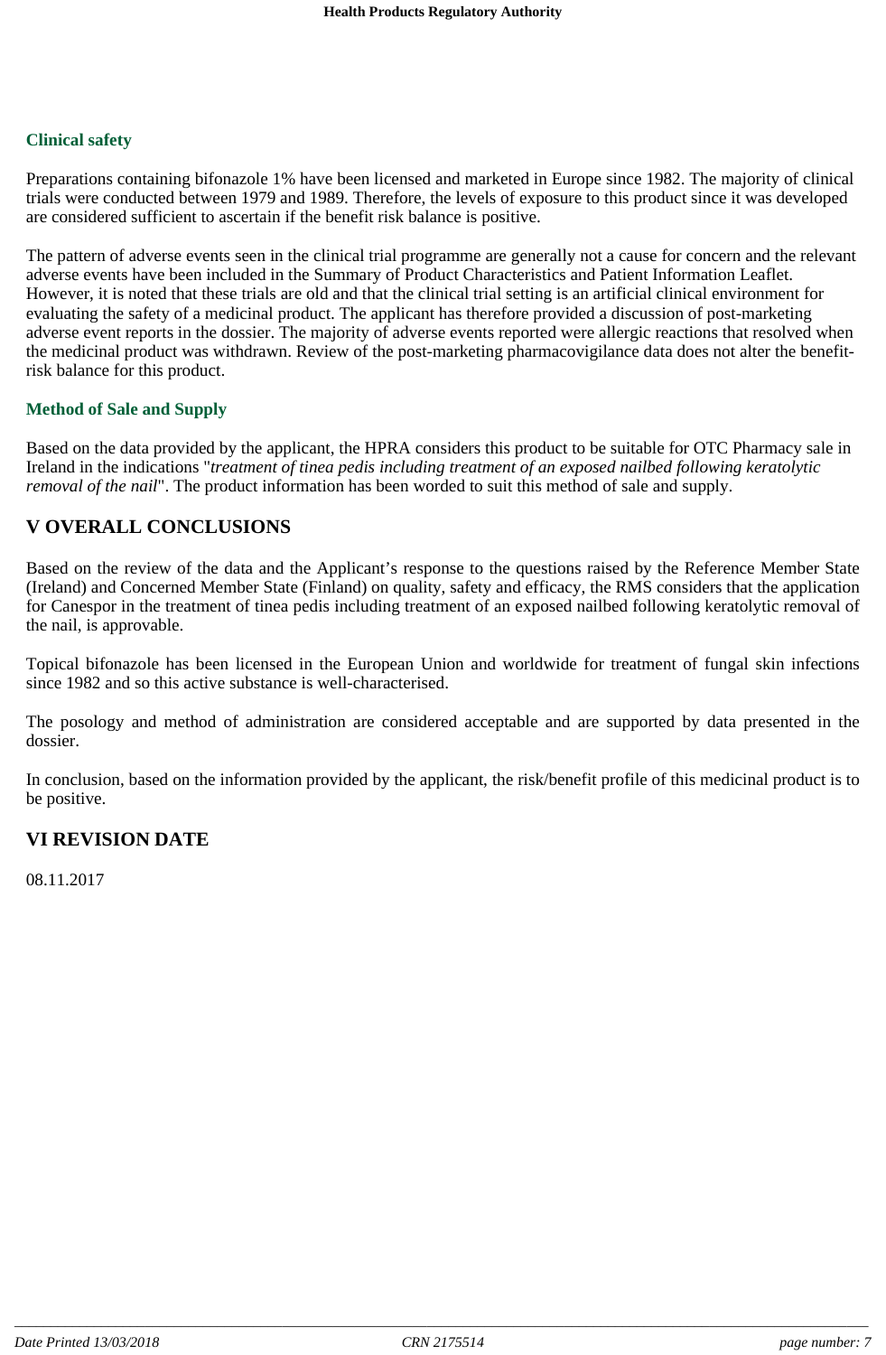### Clinical safety

Preparations containing bifonazole 1% have been licensed and marketed in Europe since 1982. The majority of clinical trials were conducted between 1979 and 1989. Therefore, the levels of exposure to this product since it was developed are considered sufficient to ascertain if the benefit risk balance is positive.

The pattern of adverse events seen in the clinical trial programme are generally not a cause for concern and the relevant adverse events have been included in the Summary of Product Characteristics and Patient Information Leaflet. However, it is noted that these trials are old and that the clinical trial setting is an artificial clinical environment for evaluating the safety of a medicinal product. The applicant has therefore provided a discussion of post-marketing adverse event reports in the dossier. The majority of adverse events reported were allergic reactions that resolved when the medicinal product was withdrawn. Review of the post-marketing pharmacovigilance data does not alter the benefit-risk balance for this product.

### Method of Sale and Supply

Based on the data provided by the applicant, the HPRA considers this product to be suitable for OTC Pharmacy sale in Ireland in the indications "*treatment of tinea pedis including treatment of an exposed nailbed following keratolytic removal of the nail*". The product information has been worded to suit this method of sale and supply.

## V OVERALL CONCLUSIONS

Based on the review of the data and the Applicant's response to the questions raised by the Reference Member State (Ireland) and Concerned Member State (Finland) on quality, safety and efficacy, the RMS considers that the application for Canespor in the treatment of tinea pedis including treatment of an exposed nailbed following keratolytic removal of the nail, is approvable.

Topical bifonazole has been licensed in the European Union and worldwide for treatment of fungal skin infections since 1982 and so this active substance is well-characterised.

The posology and method of administration are considered acceptable and are supported by data presented in the dossier.

In conclusion, based on the information provided by the applicant, the risk/benefit profile of this medicinal product is to be positive.

## VI REVISION DATE

08.11.2017